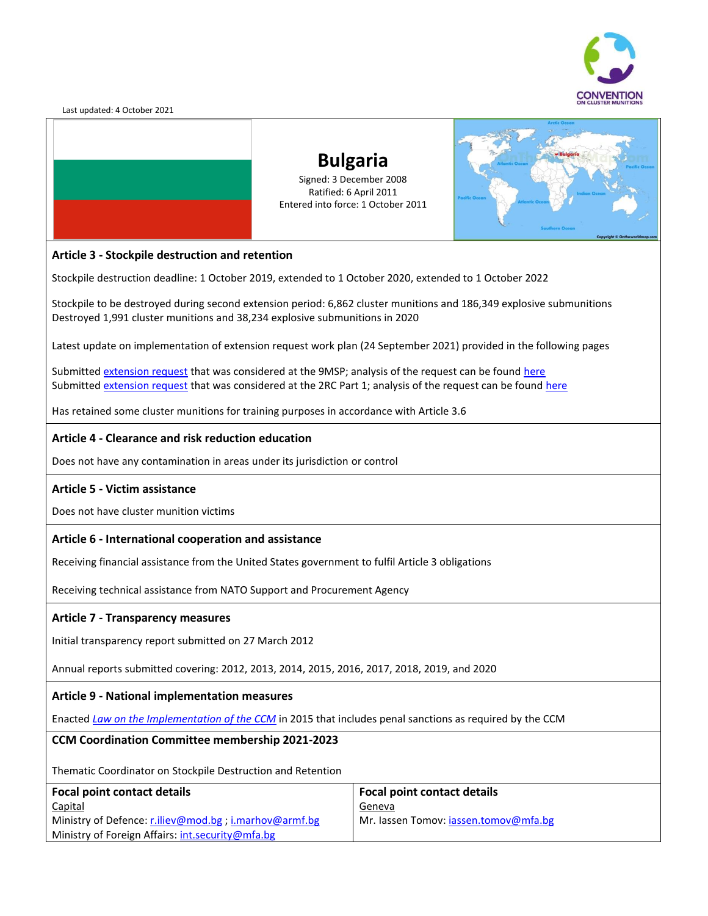Last updated: 4 October 2021

# Bulgaria

Signed: 3 December 2008
Ratified: 6 April 2011
Entered into force: 1 October 2011

## Article 3 - Stockpile destruction and retention

Stockpile destruction deadline: 1 October 2019, extended to 1 October 2020, extended to 1 October 2022

Stockpile to be destroyed during second extension period: 6,862 cluster munitions and 186,349 explosive submunitions
Destroyed 1,991 cluster munitions and 38,234 explosive submunitions in 2020

Latest update on implementation of extension request work plan (24 September 2021) provided in the following pages

Submitted extension request that was considered at the 9MSP; analysis of the request can be found here
Submitted extension request that was considered at the 2RC Part 1; analysis of the request can be found here

Has retained some cluster munitions for training purposes in accordance with Article 3.6

## Article 4 - Clearance and risk reduction education

Does not have any contamination in areas under its jurisdiction or control

## Article 5 - Victim assistance

Does not have cluster munition victims

## Article 6 - International cooperation and assistance

Receiving financial assistance from the United States government to fulfil Article 3 obligations

Receiving technical assistance from NATO Support and Procurement Agency

## Article 7 - Transparency measures

Initial transparency report submitted on 27 March 2012

Annual reports submitted covering: 2012, 2013, 2014, 2015, 2016, 2017, 2018, 2019, and 2020

## Article 9 - National implementation measures

Enacted *Law on the Implementation of the CCM* in 2015 that includes penal sanctions as required by the CCM

## CCM Coordination Committee membership 2021-2023

Thematic Coordinator on Stockpile Destruction and Retention

| Focal point contact details | Focal point contact details |
|---|---|
| Capital<br>Ministry of Defence: r.iliev@mod.bg ; i.marhov@armf.bg<br>Ministry of Foreign Affairs: int.security@mfa.bg | Geneva<br>Mr. Iassen Tomov: iassen.tomov@mfa.bg |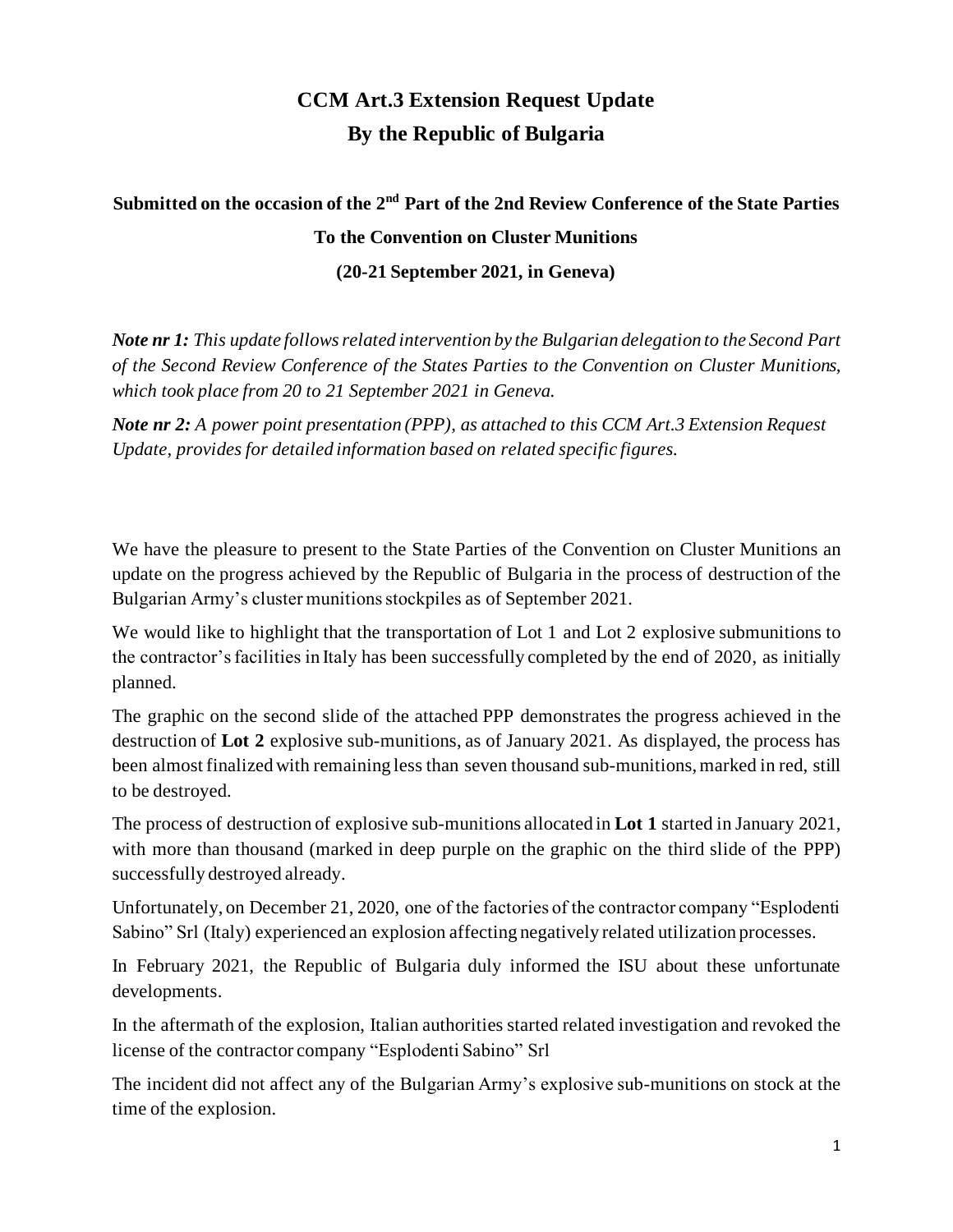# CCM Art.3 Extension Request Update
# By the Republic of Bulgaria

**Submitted on the occasion of the 2nd Part of the 2nd Review Conference of the State Parties To the Convention on Cluster Munitions**

**(20-21 September 2021, in Geneva)**

***Note nr 1:*** *This update follows related intervention by the Bulgarian delegation to the Second Part of the Second Review Conference of the States Parties to the Convention on Cluster Munitions, which took place from 20 to 21 September 2021 in Geneva.*

***Note nr 2:*** *A power point presentation (PPP), as attached to this CCM Art.3 Extension Request Update, provides for detailed information based on related specific figures.*

We have the pleasure to present to the State Parties of the Convention on Cluster Munitions an update on the progress achieved by the Republic of Bulgaria in the process of destruction of the Bulgarian Army's cluster munitions stockpiles as of September 2021.

We would like to highlight that the transportation of Lot 1 and Lot 2 explosive submunitions to the contractor's facilities in Italy has been successfully completed by the end of 2020, as initially planned.

The graphic on the second slide of the attached PPP demonstrates the progress achieved in the destruction of **Lot 2** explosive sub-munitions, as of January 2021. As displayed, the process has been almost finalized with remaining less than seven thousand sub-munitions, marked in red, still to be destroyed.

The process of destruction of explosive sub-munitions allocated in **Lot 1** started in January 2021, with more than thousand (marked in deep purple on the graphic on the third slide of the PPP) successfully destroyed already.

Unfortunately, on December 21, 2020, one of the factories of the contractor company "Esplodenti Sabino" Srl (Italy) experienced an explosion affecting negatively related utilization processes.

In February 2021, the Republic of Bulgaria duly informed the ISU about these unfortunate developments.

In the aftermath of the explosion, Italian authorities started related investigation and revoked the license of the contractor company "Esplodenti Sabino" Srl

The incident did not affect any of the Bulgarian Army's explosive sub-munitions on stock at the time of the explosion.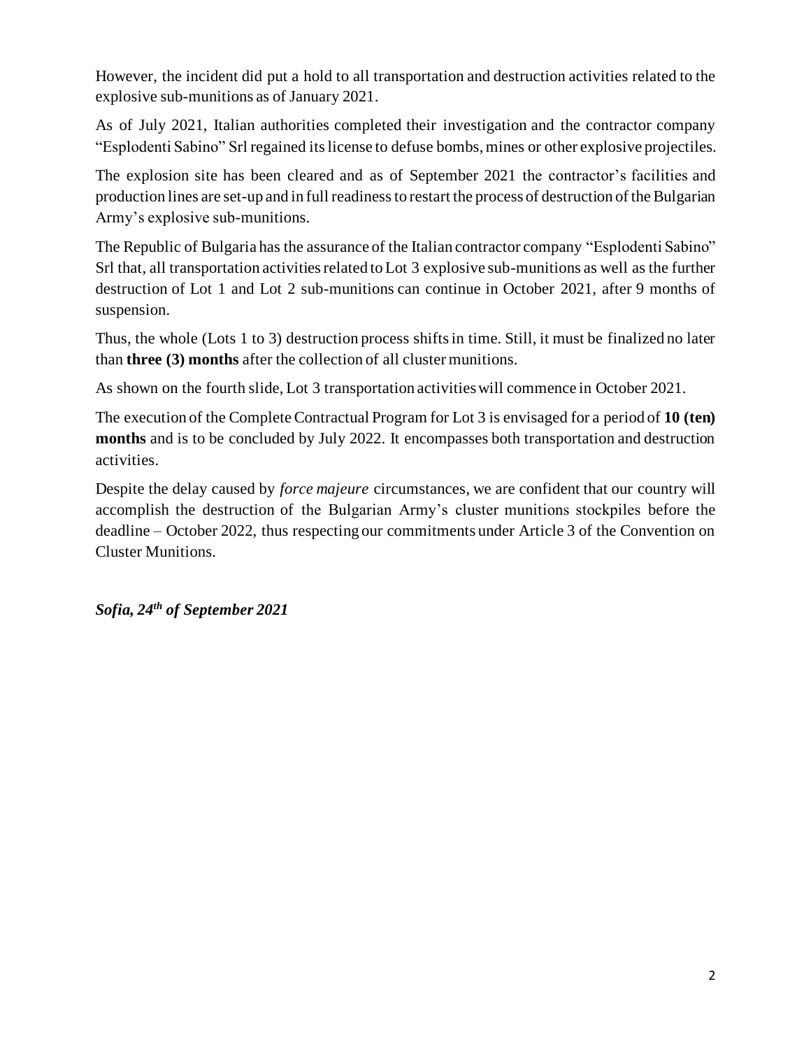However, the incident did put a hold to all transportation and destruction activities related to the explosive sub-munitions as of January 2021.

As of July 2021, Italian authorities completed their investigation and the contractor company "Esplodenti Sabino" Srl regained its license to defuse bombs, mines or other explosive projectiles.

The explosion site has been cleared and as of September 2021 the contractor's facilities and production lines are set-up and in full readiness to restart the process of destruction of the Bulgarian Army's explosive sub-munitions.

The Republic of Bulgaria has the assurance of the Italian contractor company "Esplodenti Sabino" Srl that, all transportation activities related to Lot 3 explosive sub-munitions as well as the further destruction of Lot 1 and Lot 2 sub-munitions can continue in October 2021, after 9 months of suspension.

Thus, the whole (Lots 1 to 3) destruction process shifts in time. Still, it must be finalized no later than **three (3) months** after the collection of all cluster munitions.

As shown on the fourth slide, Lot 3 transportation activities will commence in October 2021.

The execution of the Complete Contractual Program for Lot 3 is envisaged for a period of **10 (ten) months** and is to be concluded by July 2022. It encompasses both transportation and destruction activities.

Despite the delay caused by *force majeure* circumstances, we are confident that our country will accomplish the destruction of the Bulgarian Army's cluster munitions stockpiles before the deadline – October 2022, thus respecting our commitments under Article 3 of the Convention on Cluster Munitions.

***Sofia, 24th of September 2021***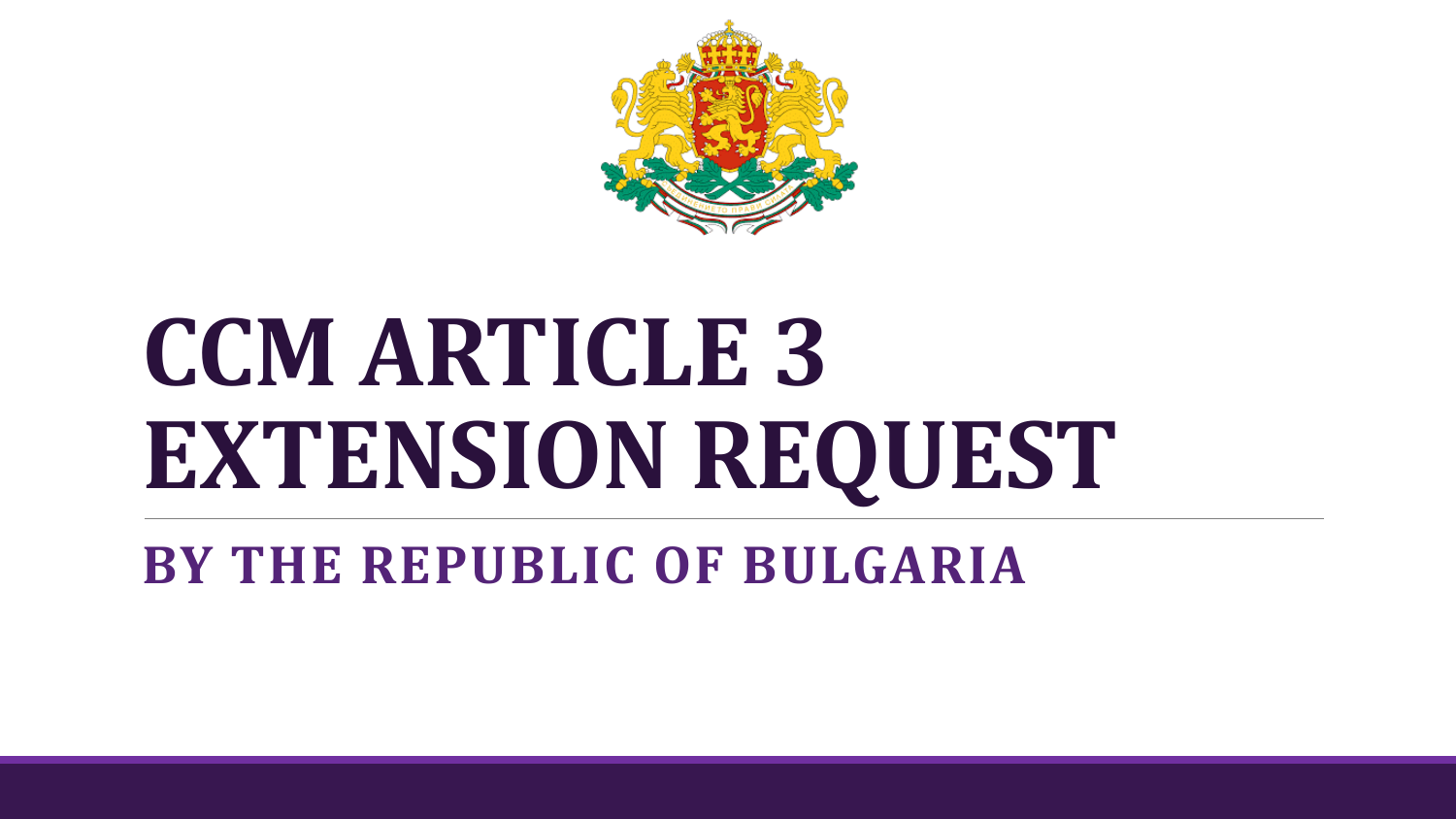# CCM ARTICLE 3 EXTENSION REQUEST

## BY THE REPUBLIC OF BULGARIA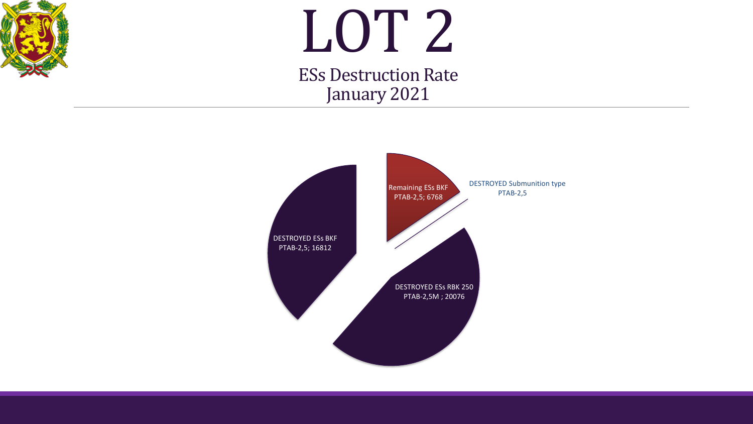# LOT 2

## ESs Destruction Rate
## January 2021

Remaining ESs BKF PTAB-2,5; 6768

DESTROYED Submunition type PTAB-2,5

DESTROYED ESs BKF PTAB-2,5; 16812

DESTROYED ESs RBK 250 PTAB-2,5M ; 20076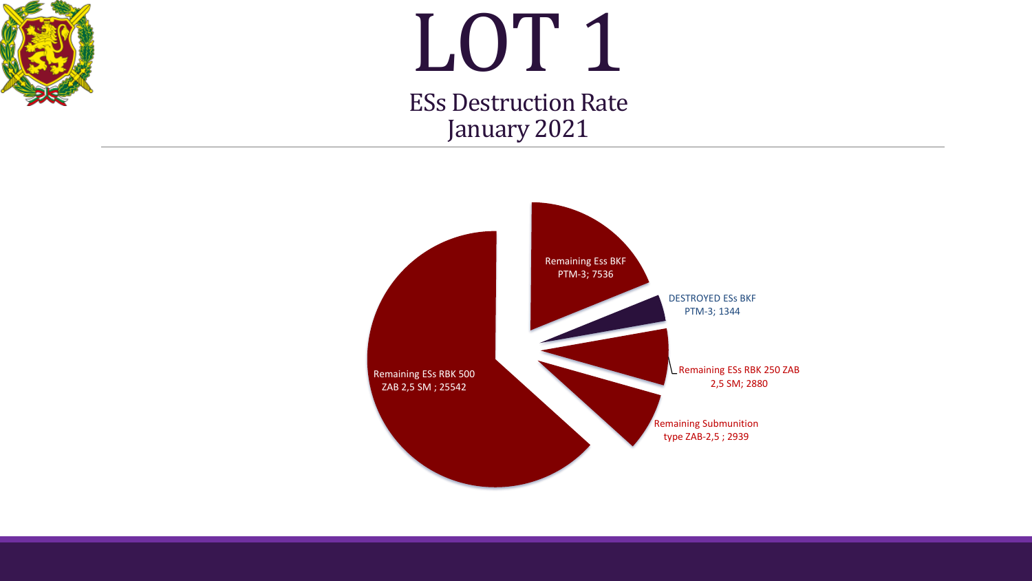# LOT 1

## ESs Destruction Rate
## January 2021

Remaining ESs RBK 500 ZAB 2,5 SM ; 25542

Remaining Ess BKF PTM-3; 7536

DESTROYED ESs BKF PTM-3; 1344

Remaining ESs RBK 250 ZAB 2,5 SM; 2880

Remaining Submunition type ZAB-2,5 ; 2939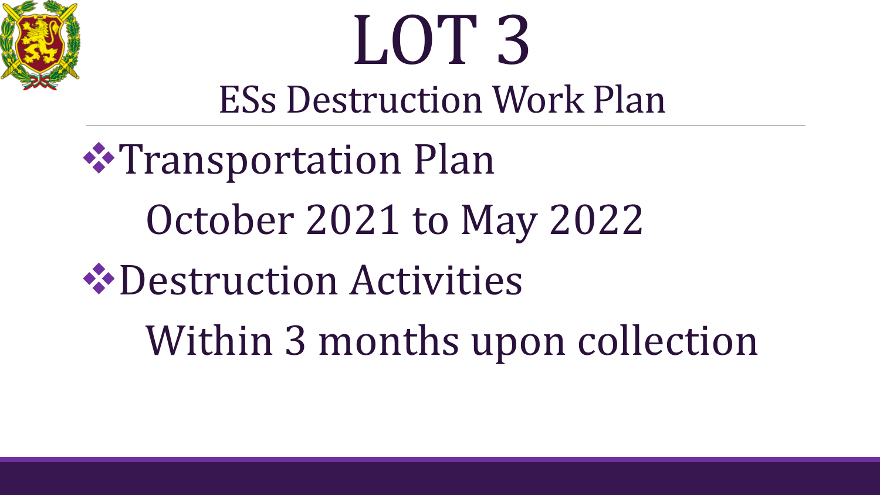# LOT 3

## ESs Destruction Work Plan

- Transportation Plan

  October 2021 to May 2022

- Destruction Activities

  Within 3 months upon collection